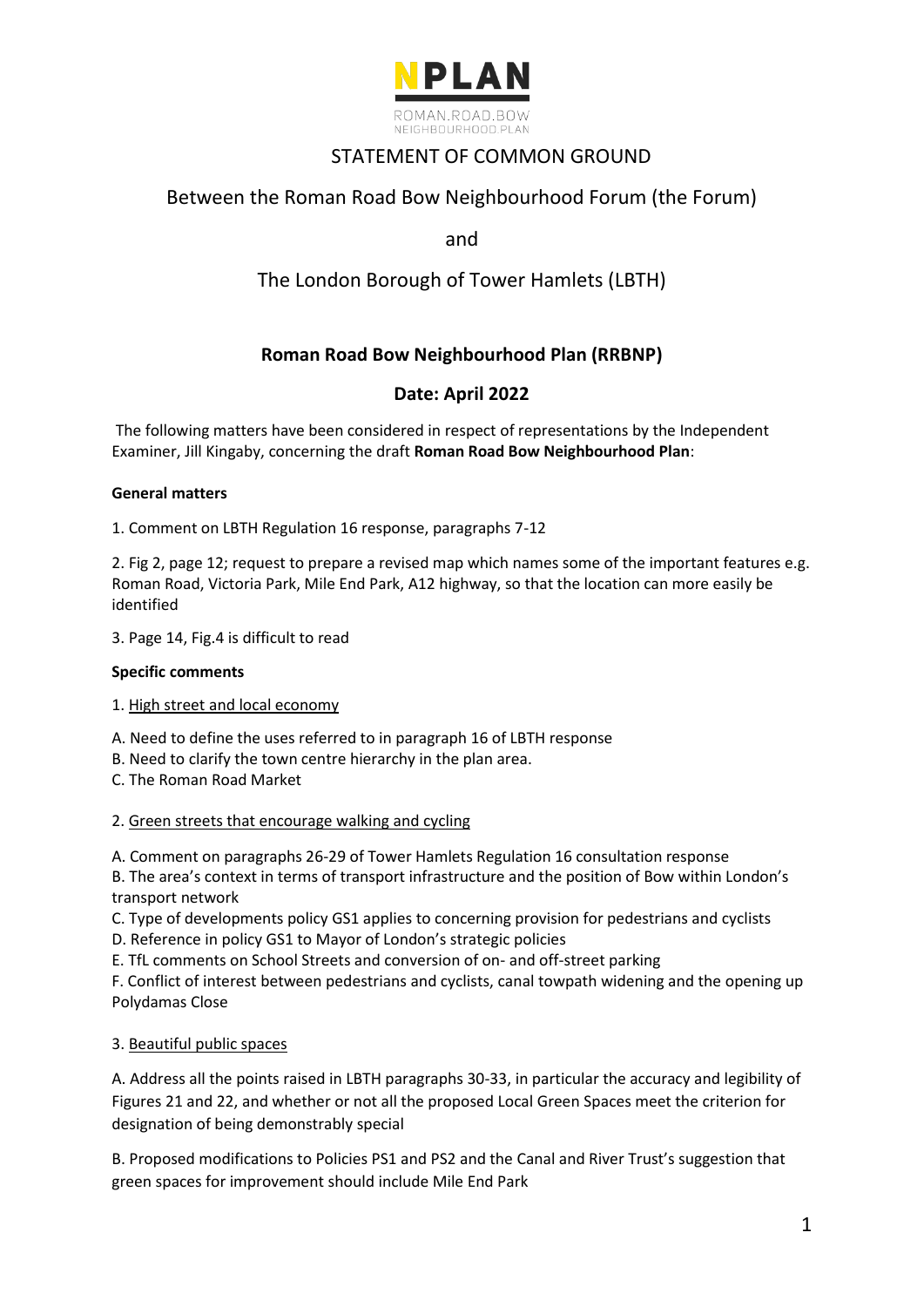NPLAN

ROMAN.ROAD.BOW
NEIGHBOURHOOD.PLAN

# STATEMENT OF COMMON GROUND

## Between the Roman Road Bow Neighbourhood Forum (the Forum)

and

## The London Borough of Tower Hamlets (LBTH)

### Roman Road Bow Neighbourhood Plan (RRBNP)

### Date: April 2022

The following matters have been considered in respect of representations by the Independent Examiner, Jill Kingaby, concerning the draft **Roman Road Bow Neighbourhood Plan**:

**General matters**

1. Comment on LBTH Regulation 16 response, paragraphs 7-12

2. Fig 2, page 12; request to prepare a revised map which names some of the important features e.g. Roman Road, Victoria Park, Mile End Park, A12 highway, so that the location can more easily be identified

3. Page 14, Fig.4 is difficult to read

**Specific comments**

1. High street and local economy

A. Need to define the uses referred to in paragraph 16 of LBTH response
B. Need to clarify the town centre hierarchy in the plan area.
C. The Roman Road Market

2. Green streets that encourage walking and cycling

A. Comment on paragraphs 26-29 of Tower Hamlets Regulation 16 consultation response
B. The area's context in terms of transport infrastructure and the position of Bow within London's transport network
C. Type of developments policy GS1 applies to concerning provision for pedestrians and cyclists
D. Reference in policy GS1 to Mayor of London's strategic policies
E. TfL comments on School Streets and conversion of on- and off-street parking
F. Conflict of interest between pedestrians and cyclists, canal towpath widening and the opening up Polydamas Close

3. Beautiful public spaces

A. Address all the points raised in LBTH paragraphs 30-33, in particular the accuracy and legibility of Figures 21 and 22, and whether or not all the proposed Local Green Spaces meet the criterion for designation of being demonstrably special

B. Proposed modifications to Policies PS1 and PS2 and the Canal and River Trust's suggestion that green spaces for improvement should include Mile End Park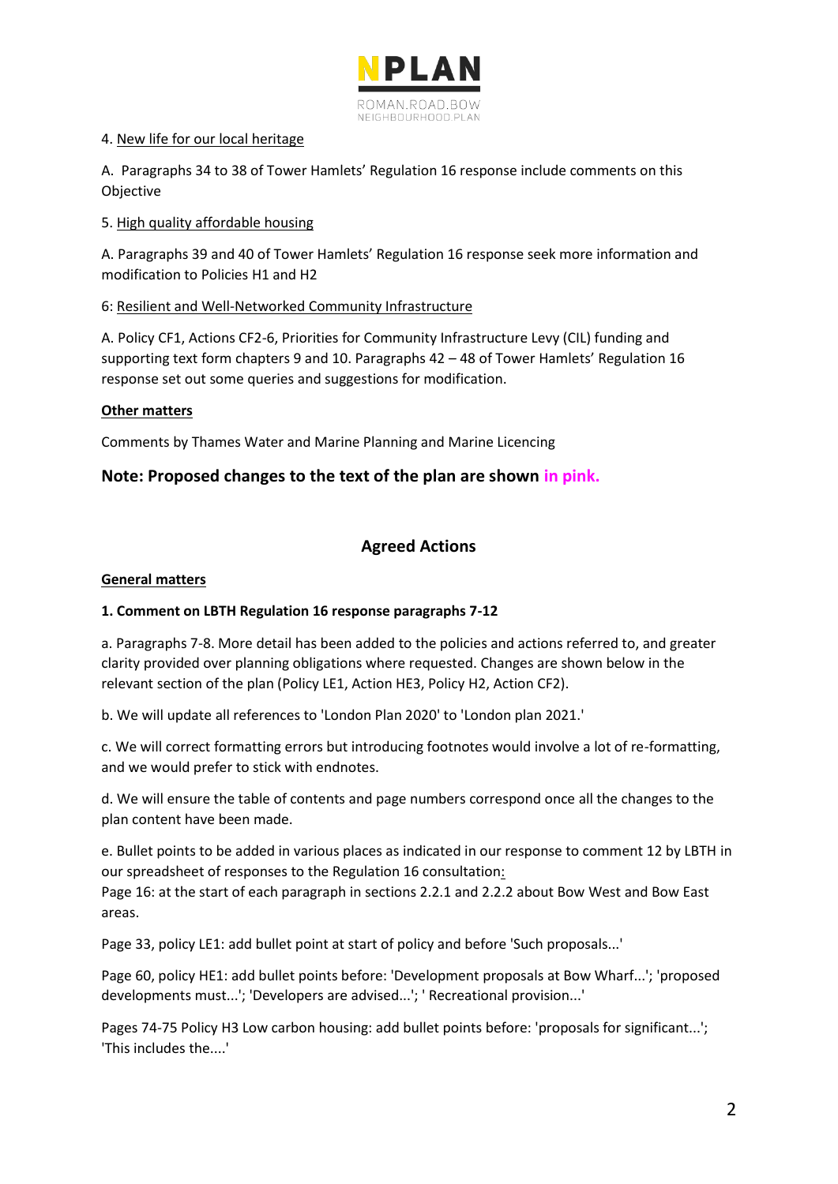4. New life for our local heritage

A. Paragraphs 34 to 38 of Tower Hamlets' Regulation 16 response include comments on this Objective

5. High quality affordable housing

A. Paragraphs 39 and 40 of Tower Hamlets' Regulation 16 response seek more information and modification to Policies H1 and H2

6: Resilient and Well-Networked Community Infrastructure

A. Policy CF1, Actions CF2-6, Priorities for Community Infrastructure Levy (CIL) funding and supporting text form chapters 9 and 10. Paragraphs 42 – 48 of Tower Hamlets' Regulation 16 response set out some queries and suggestions for modification.

**Other matters**

Comments by Thames Water and Marine Planning and Marine Licencing

## Note: Proposed changes to the text of the plan are shown in pink.

## Agreed Actions

**General matters**

**1. Comment on LBTH Regulation 16 response paragraphs 7-12**

a. Paragraphs 7-8. More detail has been added to the policies and actions referred to, and greater clarity provided over planning obligations where requested. Changes are shown below in the relevant section of the plan (Policy LE1, Action HE3, Policy H2, Action CF2).

b. We will update all references to 'London Plan 2020' to 'London plan 2021.'

c. We will correct formatting errors but introducing footnotes would involve a lot of re-formatting, and we would prefer to stick with endnotes.

d. We will ensure the table of contents and page numbers correspond once all the changes to the plan content have been made.

e. Bullet points to be added in various places as indicated in our response to comment 12 by LBTH in our spreadsheet of responses to the Regulation 16 consultation:
Page 16: at the start of each paragraph in sections 2.2.1 and 2.2.2 about Bow West and Bow East areas.

Page 33, policy LE1: add bullet point at start of policy and before 'Such proposals...'

Page 60, policy HE1: add bullet points before: 'Development proposals at Bow Wharf...'; 'proposed developments must...'; 'Developers are advised...'; ' Recreational provision...'

Pages 74-75 Policy H3 Low carbon housing: add bullet points before: 'proposals for significant...'; 'This includes the....'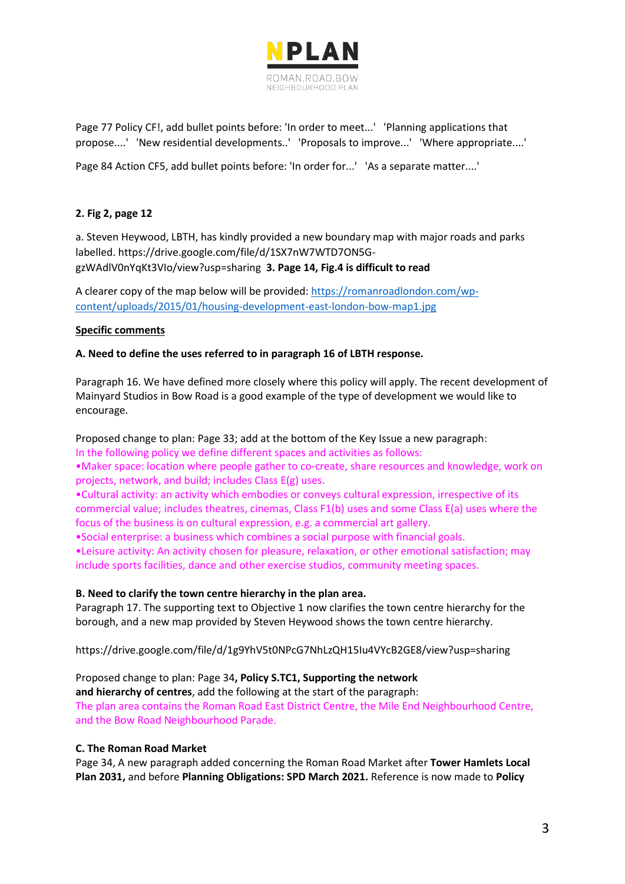Page 77 Policy CF!, add bullet points before: 'In order to meet...' 'Planning applications that propose....' 'New residential developments..' 'Proposals to improve...' 'Where appropriate....'

Page 84 Action CF5, add bullet points before: 'In order for...' 'As a separate matter....'

**2. Fig 2, page 12**

a. Steven Heywood, LBTH, has kindly provided a new boundary map with major roads and parks labelled. https://drive.google.com/file/d/1SX7nW7WTD7ON5G-gzWAdlV0nYqKt3VIo/view?usp=sharing **3. Page 14, Fig.4 is difficult to read**

A clearer copy of the map below will be provided: https://romanroadlondon.com/wp-content/uploads/2015/01/housing-development-east-london-bow-map1.jpg

**Specific comments**

**A. Need to define the uses referred to in paragraph 16 of LBTH response.**

Paragraph 16. We have defined more closely where this policy will apply. The recent development of Mainyard Studios in Bow Road is a good example of the type of development we would like to encourage.

Proposed change to plan: Page 33; add at the bottom of the Key Issue a new paragraph:
In the following policy we define different spaces and activities as follows:
•Maker space: location where people gather to co-create, share resources and knowledge, work on projects, network, and build; includes Class E(g) uses.
•Cultural activity: an activity which embodies or conveys cultural expression, irrespective of its commercial value; includes theatres, cinemas, Class F1(b) uses and some Class E(a) uses where the focus of the business is on cultural expression, e.g. a commercial art gallery.
•Social enterprise: a business which combines a social purpose with financial goals.
•Leisure activity: An activity chosen for pleasure, relaxation, or other emotional satisfaction; may include sports facilities, dance and other exercise studios, community meeting spaces.

**B. Need to clarify the town centre hierarchy in the plan area.**
Paragraph 17. The supporting text to Objective 1 now clarifies the town centre hierarchy for the borough, and a new map provided by Steven Heywood shows the town centre hierarchy.

https://drive.google.com/file/d/1g9YhV5t0NPcG7NhLzQH15Iu4VYcB2GE8/view?usp=sharing

Proposed change to plan: Page 34**, Policy S.TC1, Supporting the network and hierarchy of centres**, add the following at the start of the paragraph:
The plan area contains the Roman Road East District Centre, the Mile End Neighbourhood Centre, and the Bow Road Neighbourhood Parade.

**C. The Roman Road Market**
Page 34, A new paragraph added concerning the Roman Road Market after **Tower Hamlets Local Plan 2031,** and before **Planning Obligations: SPD March 2021.** Reference is now made to **Policy**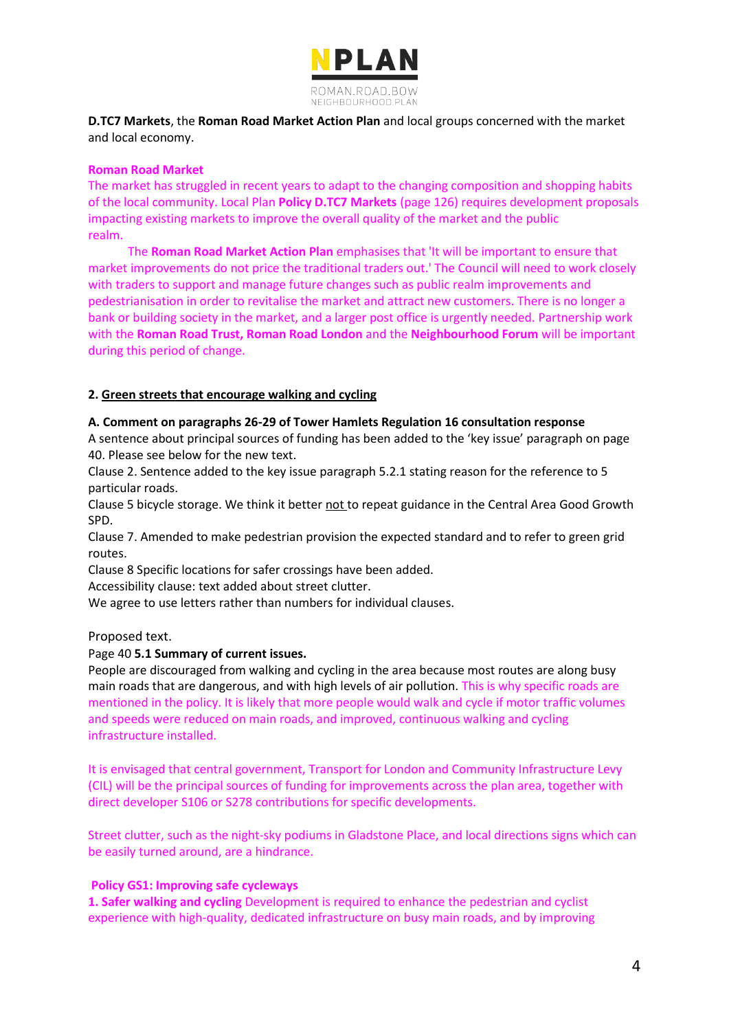**D.TC7 Markets**, the **Roman Road Market Action Plan** and local groups concerned with the market and local economy.

**Roman Road Market**

The market has struggled in recent years to adapt to the changing composition and shopping habits of the local community. Local Plan **Policy D.TC7 Markets** (page 126) requires development proposals impacting existing markets to improve the overall quality of the market and the public realm.

The **Roman Road Market Action Plan** emphasises that 'It will be important to ensure that market improvements do not price the traditional traders out.' The Council will need to work closely with traders to support and manage future changes such as public realm improvements and pedestrianisation in order to revitalise the market and attract new customers. There is no longer a bank or building society in the market, and a larger post office is urgently needed. Partnership work with the **Roman Road Trust, Roman Road London** and the **Neighbourhood Forum** will be important during this period of change.

**2. Green streets that encourage walking and cycling**

**A. Comment on paragraphs 26-29 of Tower Hamlets Regulation 16 consultation response**

A sentence about principal sources of funding has been added to the 'key issue' paragraph on page 40. Please see below for the new text.

Clause 2. Sentence added to the key issue paragraph 5.2.1 stating reason for the reference to 5 particular roads.

Clause 5 bicycle storage. We think it better not to repeat guidance in the Central Area Good Growth SPD.

Clause 7. Amended to make pedestrian provision the expected standard and to refer to green grid routes.

Clause 8 Specific locations for safer crossings have been added.

Accessibility clause: text added about street clutter.

We agree to use letters rather than numbers for individual clauses.

Proposed text.

Page 40 **5.1 Summary of current issues.**

People are discouraged from walking and cycling in the area because most routes are along busy main roads that are dangerous, and with high levels of air pollution. This is why specific roads are mentioned in the policy. It is likely that more people would walk and cycle if motor traffic volumes and speeds were reduced on main roads, and improved, continuous walking and cycling infrastructure installed.

It is envisaged that central government, Transport for London and Community Infrastructure Levy (CIL) will be the principal sources of funding for improvements across the plan area, together with direct developer S106 or S278 contributions for specific developments.

Street clutter, such as the night-sky podiums in Gladstone Place, and local directions signs which can be easily turned around, are a hindrance.

**Policy GS1: Improving safe cycleways**

**1. Safer walking and cycling** Development is required to enhance the pedestrian and cyclist experience with high-quality, dedicated infrastructure on busy main roads, and by improving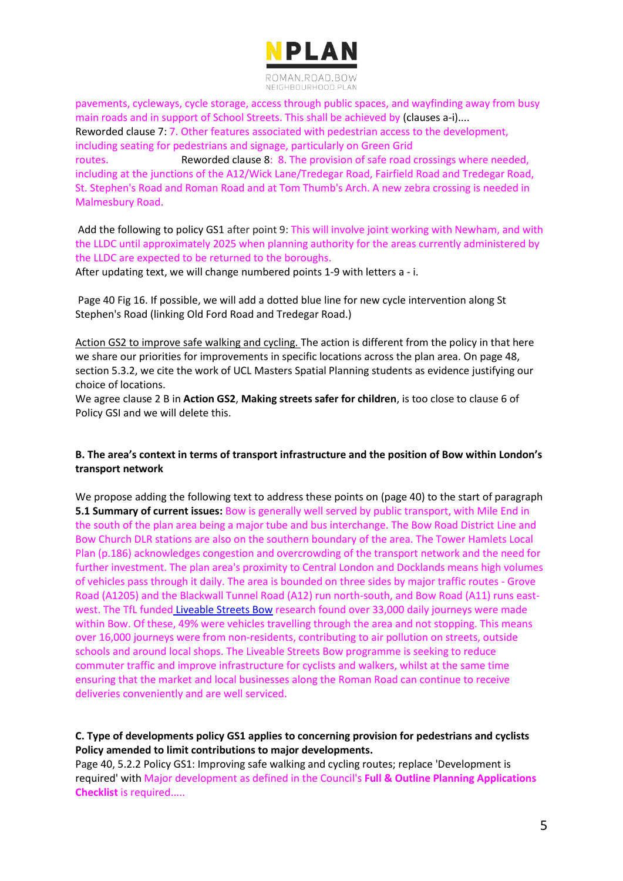pavements, cycleways, cycle storage, access through public spaces, and wayfinding away from busy main roads and in support of School Streets. This shall be achieved by (clauses a-i)....
Reworded clause 7: 7. Other features associated with pedestrian access to the development, including seating for pedestrians and signage, particularly on Green Grid routes. Reworded clause 8: 8. The provision of safe road crossings where needed, including at the junctions of the A12/Wick Lane/Tredegar Road, Fairfield Road and Tredegar Road, St. Stephen's Road and Roman Road and at Tom Thumb's Arch. A new zebra crossing is needed in Malmesbury Road.

Add the following to policy GS1 after point 9: This will involve joint working with Newham, and with the LLDC until approximately 2025 when planning authority for the areas currently administered by the LLDC are expected to be returned to the boroughs.
After updating text, we will change numbered points 1-9 with letters a - i.

Page 40 Fig 16. If possible, we will add a dotted blue line for new cycle intervention along St Stephen's Road (linking Old Ford Road and Tredegar Road.)

Action GS2 to improve safe walking and cycling. The action is different from the policy in that here we share our priorities for improvements in specific locations across the plan area. On page 48, section 5.3.2, we cite the work of UCL Masters Spatial Planning students as evidence justifying our choice of locations.
We agree clause 2 B in **Action GS2**, **Making streets safer for children**, is too close to clause 6 of Policy GSI and we will delete this.

**B. The area's context in terms of transport infrastructure and the position of Bow within London's transport network**

We propose adding the following text to address these points on (page 40) to the start of paragraph **5.1 Summary of current issues:** Bow is generally well served by public transport, with Mile End in the south of the plan area being a major tube and bus interchange. The Bow Road District Line and Bow Church DLR stations are also on the southern boundary of the area. The Tower Hamlets Local Plan (p.186) acknowledges congestion and overcrowding of the transport network and the need for further investment. The plan area's proximity to Central London and Docklands means high volumes of vehicles pass through it daily. The area is bounded on three sides by major traffic routes - Grove Road (A1205) and the Blackwall Tunnel Road (A12) run north-south, and Bow Road (A11) runs east-west. The TfL funded Liveable Streets Bow research found over 33,000 daily journeys were made within Bow. Of these, 49% were vehicles travelling through the area and not stopping. This means over 16,000 journeys were from non-residents, contributing to air pollution on streets, outside schools and around local shops. The Liveable Streets Bow programme is seeking to reduce commuter traffic and improve infrastructure for cyclists and walkers, whilst at the same time ensuring that the market and local businesses along the Roman Road can continue to receive deliveries conveniently and are well serviced.

**C. Type of developments policy GS1 applies to concerning provision for pedestrians and cyclists Policy amended to limit contributions to major developments.**
Page 40, 5.2.2 Policy GS1: Improving safe walking and cycling routes; replace 'Development is required' with Major development as defined in the Council's **Full & Outline Planning Applications Checklist** is required.....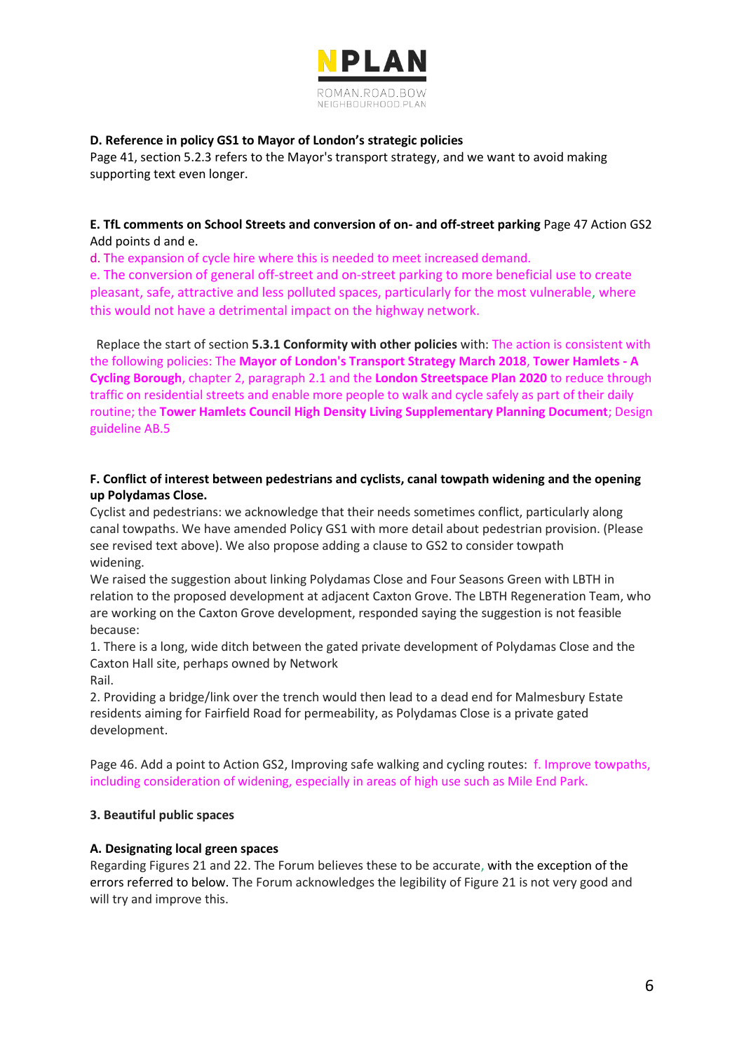**D. Reference in policy GS1 to Mayor of London's strategic policies**

Page 41, section 5.2.3 refers to the Mayor's transport strategy, and we want to avoid making supporting text even longer.

**E. TfL comments on School Streets and conversion of on- and off-street parking** Page 47 Action GS2 Add points d and e.

d. The expansion of cycle hire where this is needed to meet increased demand.

e. The conversion of general off-street and on-street parking to more beneficial use to create pleasant, safe, attractive and less polluted spaces, particularly for the most vulnerable, where this would not have a detrimental impact on the highway network.

Replace the start of section **5.3.1 Conformity with other policies** with: The action is consistent with the following policies: The **Mayor of London's Transport Strategy March 2018**, **Tower Hamlets - A Cycling Borough**, chapter 2, paragraph 2.1 and the **London Streetspace Plan 2020** to reduce through traffic on residential streets and enable more people to walk and cycle safely as part of their daily routine; the **Tower Hamlets Council High Density Living Supplementary Planning Document**; Design guideline AB.5

**F. Conflict of interest between pedestrians and cyclists, canal towpath widening and the opening up Polydamas Close.**

Cyclist and pedestrians: we acknowledge that their needs sometimes conflict, particularly along canal towpaths. We have amended Policy GS1 with more detail about pedestrian provision. (Please see revised text above). We also propose adding a clause to GS2 to consider towpath widening.

We raised the suggestion about linking Polydamas Close and Four Seasons Green with LBTH in relation to the proposed development at adjacent Caxton Grove. The LBTH Regeneration Team, who are working on the Caxton Grove development, responded saying the suggestion is not feasible because:

1. There is a long, wide ditch between the gated private development of Polydamas Close and the Caxton Hall site, perhaps owned by Network Rail.
2. Providing a bridge/link over the trench would then lead to a dead end for Malmesbury Estate residents aiming for Fairfield Road for permeability, as Polydamas Close is a private gated development.

Page 46. Add a point to Action GS2, Improving safe walking and cycling routes: f. Improve towpaths, including consideration of widening, especially in areas of high use such as Mile End Park.

**3. Beautiful public spaces**

**A. Designating local green spaces**

Regarding Figures 21 and 22. The Forum believes these to be accurate, with the exception of the errors referred to below. The Forum acknowledges the legibility of Figure 21 is not very good and will try and improve this.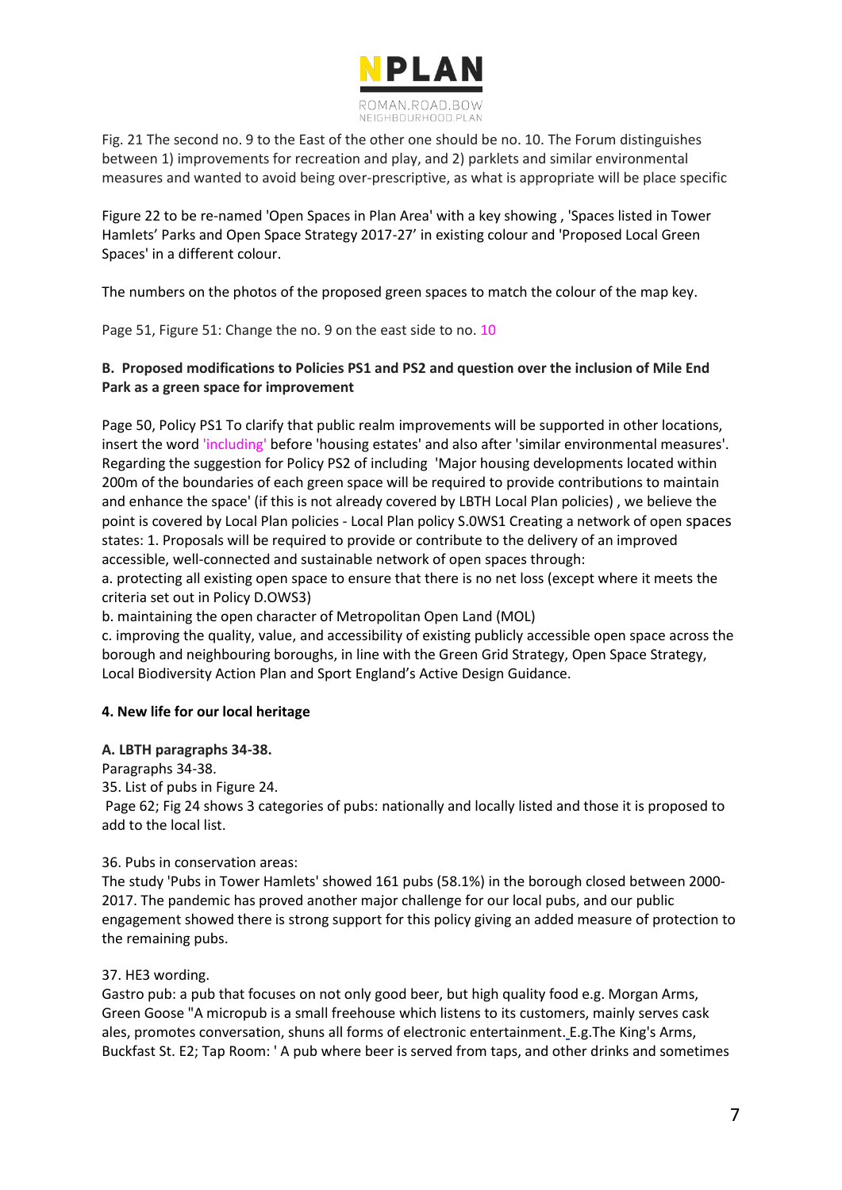Fig. 21 The second no. 9 to the East of the other one should be no. 10. The Forum distinguishes between 1) improvements for recreation and play, and 2) parklets and similar environmental measures and wanted to avoid being over-prescriptive, as what is appropriate will be place specific

Figure 22 to be re-named 'Open Spaces in Plan Area' with a key showing , 'Spaces listed in Tower Hamlets' Parks and Open Space Strategy 2017-27' in existing colour and 'Proposed Local Green Spaces' in a different colour.

The numbers on the photos of the proposed green spaces to match the colour of the map key.

Page 51, Figure 51: Change the no. 9 on the east side to no. 10

**B. Proposed modifications to Policies PS1 and PS2 and question over the inclusion of Mile End Park as a green space for improvement**

Page 50, Policy PS1 To clarify that public realm improvements will be supported in other locations, insert the word 'including' before 'housing estates' and also after 'similar environmental measures'. Regarding the suggestion for Policy PS2 of including 'Major housing developments located within 200m of the boundaries of each green space will be required to provide contributions to maintain and enhance the space' (if this is not already covered by LBTH Local Plan policies) , we believe the point is covered by Local Plan policies - Local Plan policy S.0WS1 Creating a network of open spaces states: 1. Proposals will be required to provide or contribute to the delivery of an improved accessible, well-connected and sustainable network of open spaces through:

a. protecting all existing open space to ensure that there is no net loss (except where it meets the criteria set out in Policy D.OWS3)

b. maintaining the open character of Metropolitan Open Land (MOL)

c. improving the quality, value, and accessibility of existing publicly accessible open space across the borough and neighbouring boroughs, in line with the Green Grid Strategy, Open Space Strategy, Local Biodiversity Action Plan and Sport England's Active Design Guidance.

**4. New life for our local heritage**

**A. LBTH paragraphs 34-38.**

Paragraphs 34-38.

35. List of pubs in Figure 24.

Page 62; Fig 24 shows 3 categories of pubs: nationally and locally listed and those it is proposed to add to the local list.

36. Pubs in conservation areas:

The study 'Pubs in Tower Hamlets' showed 161 pubs (58.1%) in the borough closed between 2000-2017. The pandemic has proved another major challenge for our local pubs, and our public engagement showed there is strong support for this policy giving an added measure of protection to the remaining pubs.

37. HE3 wording.

Gastro pub: a pub that focuses on not only good beer, but high quality food e.g. Morgan Arms, Green Goose "A micropub is a small freehouse which listens to its customers, mainly serves cask ales, promotes conversation, shuns all forms of electronic entertainment. E.g.The King's Arms, Buckfast St. E2; Tap Room: ' A pub where beer is served from taps, and other drinks and sometimes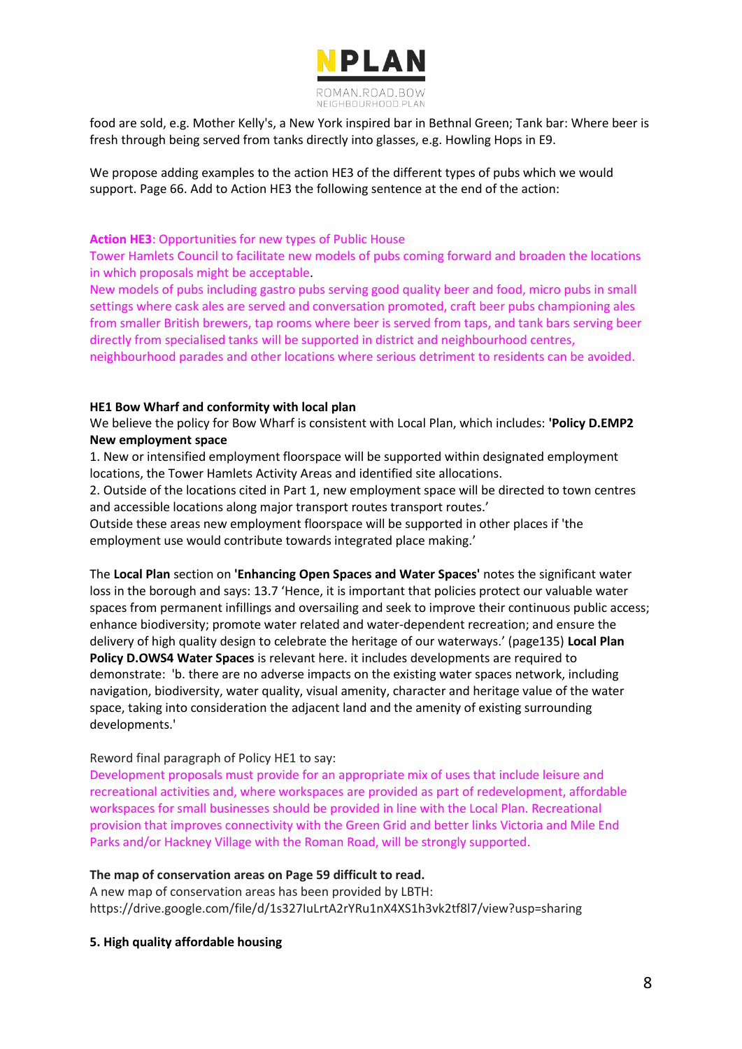food are sold, e.g. Mother Kelly's, a New York inspired bar in Bethnal Green; Tank bar: Where beer is fresh through being served from tanks directly into glasses, e.g. Howling Hops in E9.

We propose adding examples to the action HE3 of the different types of pubs which we would support. Page 66. Add to Action HE3 the following sentence at the end of the action:

**Action HE3**: Opportunities for new types of Public House
Tower Hamlets Council to facilitate new models of pubs coming forward and broaden the locations in which proposals might be acceptable.
New models of pubs including gastro pubs serving good quality beer and food, micro pubs in small settings where cask ales are served and conversation promoted, craft beer pubs championing ales from smaller British brewers, tap rooms where beer is served from taps, and tank bars serving beer directly from specialised tanks will be supported in district and neighbourhood centres, neighbourhood parades and other locations where serious detriment to residents can be avoided.

**HE1 Bow Wharf and conformity with local plan**

We believe the policy for Bow Wharf is consistent with Local Plan, which includes: **'Policy D.EMP2 New employment space**

1. New or intensified employment floorspace will be supported within designated employment locations, the Tower Hamlets Activity Areas and identified site allocations.
2. Outside of the locations cited in Part 1, new employment space will be directed to town centres and accessible locations along major transport routes transport routes.'

Outside these areas new employment floorspace will be supported in other places if 'the employment use would contribute towards integrated place making.'

The **Local Plan** section on **'Enhancing Open Spaces and Water Spaces'** notes the significant water loss in the borough and says: 13.7 'Hence, it is important that policies protect our valuable water spaces from permanent infillings and oversailing and seek to improve their continuous public access; enhance biodiversity; promote water related and water-dependent recreation; and ensure the delivery of high quality design to celebrate the heritage of our waterways.' (page135) **Local Plan Policy D.OWS4 Water Spaces** is relevant here. it includes developments are required to demonstrate: 'b. there are no adverse impacts on the existing water spaces network, including navigation, biodiversity, water quality, visual amenity, character and heritage value of the water space, taking into consideration the adjacent land and the amenity of existing surrounding developments.'

Reword final paragraph of Policy HE1 to say:

Development proposals must provide for an appropriate mix of uses that include leisure and recreational activities and, where workspaces are provided as part of redevelopment, affordable workspaces for small businesses should be provided in line with the Local Plan. Recreational provision that improves connectivity with the Green Grid and better links Victoria and Mile End Parks and/or Hackney Village with the Roman Road, will be strongly supported.

**The map of conservation areas on Page 59 difficult to read.**

A new map of conservation areas has been provided by LBTH:
https://drive.google.com/file/d/1s327IuLrtA2rYRu1nX4XS1h3vk2tf8l7/view?usp=sharing

**5. High quality affordable housing**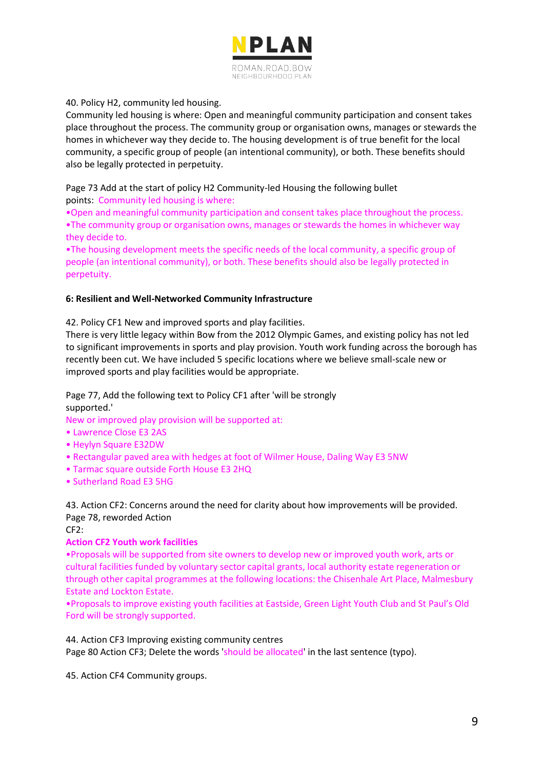40. Policy H2, community led housing.
Community led housing is where: Open and meaningful community participation and consent takes place throughout the process. The community group or organisation owns, manages or stewards the homes in whichever way they decide to. The housing development is of true benefit for the local community, a specific group of people (an intentional community), or both. These benefits should also be legally protected in perpetuity.

Page 73 Add at the start of policy H2 Community-led Housing the following bullet points: Community led housing is where:

- Open and meaningful community participation and consent takes place throughout the process.
- The community group or organisation owns, manages or stewards the homes in whichever way they decide to.
- The housing development meets the specific needs of the local community, a specific group of people (an intentional community), or both. These benefits should also be legally protected in perpetuity.

**6: Resilient and Well-Networked Community Infrastructure**

42. Policy CF1 New and improved sports and play facilities.
There is very little legacy within Bow from the 2012 Olympic Games, and existing policy has not led to significant improvements in sports and play provision. Youth work funding across the borough has recently been cut. We have included 5 specific locations where we believe small-scale new or improved sports and play facilities would be appropriate.

Page 77, Add the following text to Policy CF1 after 'will be strongly supported.'

New or improved play provision will be supported at:

- Lawrence Close E3 2AS
- Heylyn Square E32DW
- Rectangular paved area with hedges at foot of Wilmer House, Daling Way E3 5NW
- Tarmac square outside Forth House E3 2HQ
- Sutherland Road E3 5HG

43. Action CF2: Concerns around the need for clarity about how improvements will be provided.
Page 78, reworded Action
CF2:

**Action CF2 Youth work facilities**

- Proposals will be supported from site owners to develop new or improved youth work, arts or cultural facilities funded by voluntary sector capital grants, local authority estate regeneration or through other capital programmes at the following locations: the Chisenhale Art Place, Malmesbury Estate and Lockton Estate.
- Proposals to improve existing youth facilities at Eastside, Green Light Youth Club and St Paul's Old Ford will be strongly supported.

44. Action CF3 Improving existing community centres
Page 80 Action CF3; Delete the words 'should be allocated' in the last sentence (typo).

45. Action CF4 Community groups.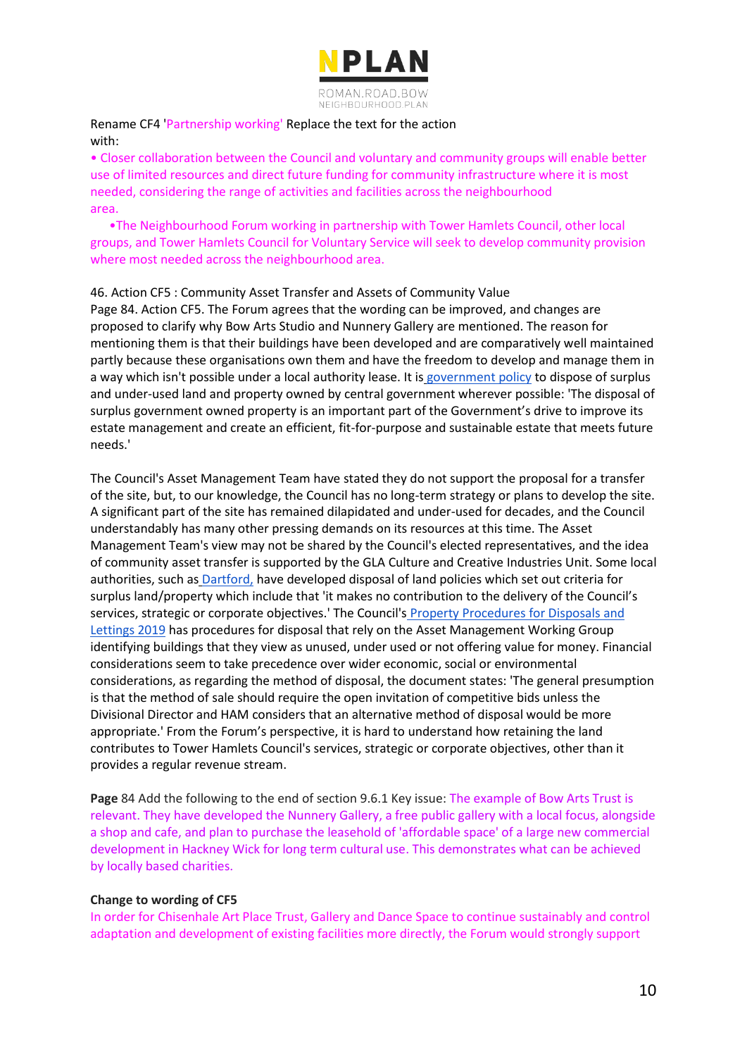Rename CF4 'Partnership working' Replace the text for the action with:

- Closer collaboration between the Council and voluntary and community groups will enable better use of limited resources and direct future funding for community infrastructure where it is most needed, considering the range of activities and facilities across the neighbourhood area.
- The Neighbourhood Forum working in partnership with Tower Hamlets Council, other local groups, and Tower Hamlets Council for Voluntary Service will seek to develop community provision where most needed across the neighbourhood area.

46. Action CF5 : Community Asset Transfer and Assets of Community Value

Page 84. Action CF5. The Forum agrees that the wording can be improved, and changes are proposed to clarify why Bow Arts Studio and Nunnery Gallery are mentioned. The reason for mentioning them is that their buildings have been developed and are comparatively well maintained partly because these organisations own them and have the freedom to develop and manage them in a way which isn't possible under a local authority lease. It is government policy to dispose of surplus and under-used land and property owned by central government wherever possible: 'The disposal of surplus government owned property is an important part of the Government's drive to improve its estate management and create an efficient, fit-for-purpose and sustainable estate that meets future needs.'

The Council's Asset Management Team have stated they do not support the proposal for a transfer of the site, but, to our knowledge, the Council has no long-term strategy or plans to develop the site. A significant part of the site has remained dilapidated and under-used for decades, and the Council understandably has many other pressing demands on its resources at this time. The Asset Management Team's view may not be shared by the Council's elected representatives, and the idea of community asset transfer is supported by the GLA Culture and Creative Industries Unit. Some local authorities, such as Dartford, have developed disposal of land policies which set out criteria for surplus land/property which include that 'it makes no contribution to the delivery of the Council's services, strategic or corporate objectives.' The Council's Property Procedures for Disposals and Lettings 2019 has procedures for disposal that rely on the Asset Management Working Group identifying buildings that they view as unused, under used or not offering value for money. Financial considerations seem to take precedence over wider economic, social or environmental considerations, as regarding the method of disposal, the document states: 'The general presumption is that the method of sale should require the open invitation of competitive bids unless the Divisional Director and HAM considers that an alternative method of disposal would be more appropriate.' From the Forum's perspective, it is hard to understand how retaining the land contributes to Tower Hamlets Council's services, strategic or corporate objectives, other than it provides a regular revenue stream.

**Page** 84 Add the following to the end of section 9.6.1 Key issue: The example of Bow Arts Trust is relevant. They have developed the Nunnery Gallery, a free public gallery with a local focus, alongside a shop and cafe, and plan to purchase the leasehold of 'affordable space' of a large new commercial development in Hackney Wick for long term cultural use. This demonstrates what can be achieved by locally based charities.

**Change to wording of CF5**

In order for Chisenhale Art Place Trust, Gallery and Dance Space to continue sustainably and control adaptation and development of existing facilities more directly, the Forum would strongly support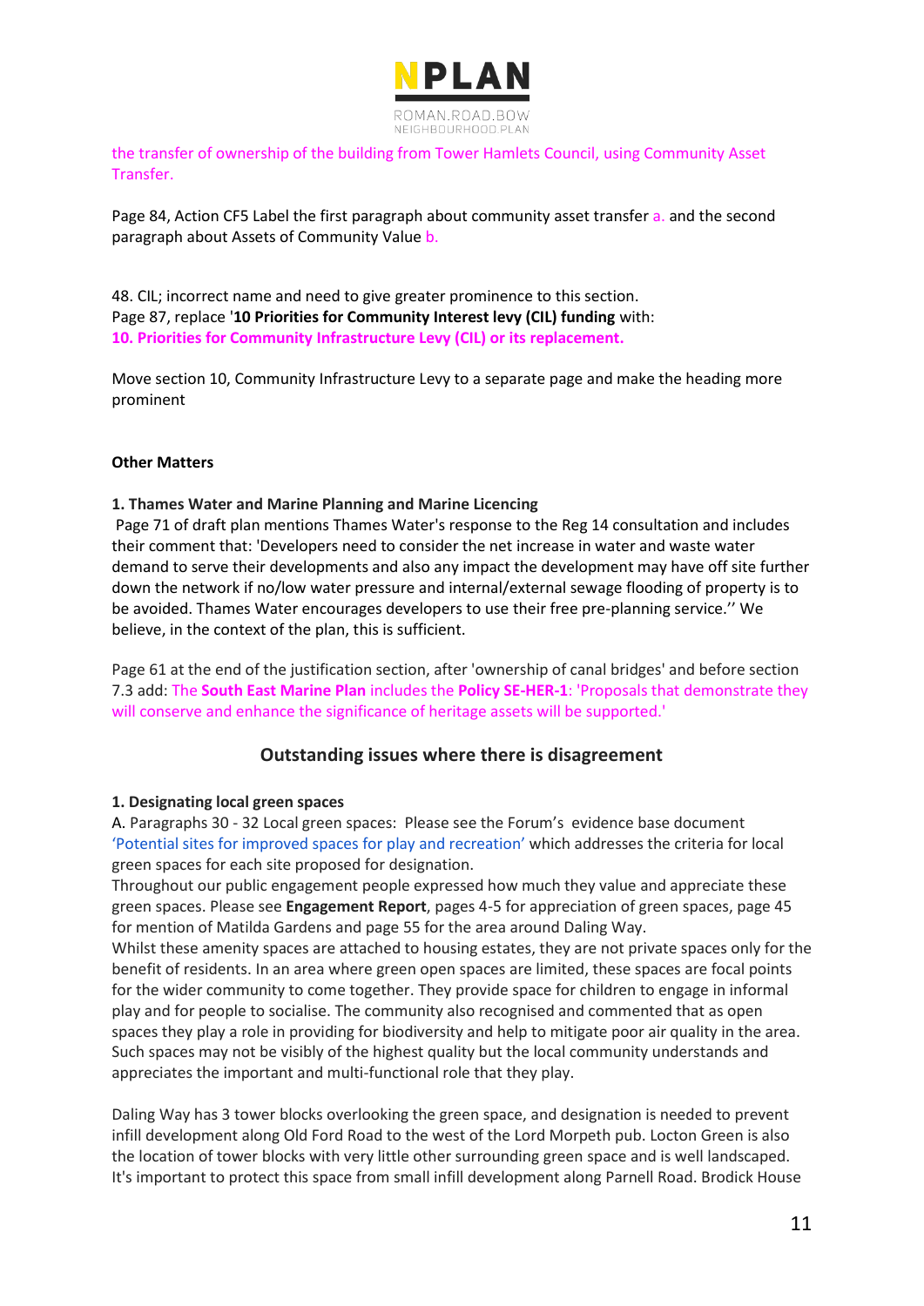the transfer of ownership of the building from Tower Hamlets Council, using Community Asset Transfer.

Page 84, Action CF5 Label the first paragraph about community asset transfer a. and the second paragraph about Assets of Community Value b.

48. CIL; incorrect name and need to give greater prominence to this section.
Page 87, replace '**10 Priorities for Community Interest levy (CIL) funding** with:
**10. Priorities for Community Infrastructure Levy (CIL) or its replacement.**

Move section 10, Community Infrastructure Levy to a separate page and make the heading more prominent

**Other Matters**

**1. Thames Water and Marine Planning and Marine Licencing**
Page 71 of draft plan mentions Thames Water's response to the Reg 14 consultation and includes their comment that: 'Developers need to consider the net increase in water and waste water demand to serve their developments and also any impact the development may have off site further down the network if no/low water pressure and internal/external sewage flooding of property is to be avoided. Thames Water encourages developers to use their free pre-planning service.'' We believe, in the context of the plan, this is sufficient.

Page 61 at the end of the justification section, after 'ownership of canal bridges' and before section 7.3 add: The **South East Marine Plan** includes the **Policy SE-HER-1**: 'Proposals that demonstrate they will conserve and enhance the significance of heritage assets will be supported.'

## Outstanding issues where there is disagreement

**1. Designating local green spaces**
A. Paragraphs 30 - 32 Local green spaces: Please see the Forum's evidence base document 'Potential sites for improved spaces for play and recreation' which addresses the criteria for local green spaces for each site proposed for designation.
Throughout our public engagement people expressed how much they value and appreciate these green spaces. Please see **Engagement Report**, pages 4-5 for appreciation of green spaces, page 45 for mention of Matilda Gardens and page 55 for the area around Daling Way.
Whilst these amenity spaces are attached to housing estates, they are not private spaces only for the benefit of residents. In an area where green open spaces are limited, these spaces are focal points for the wider community to come together. They provide space for children to engage in informal play and for people to socialise. The community also recognised and commented that as open spaces they play a role in providing for biodiversity and help to mitigate poor air quality in the area. Such spaces may not be visibly of the highest quality but the local community understands and appreciates the important and multi-functional role that they play.

Daling Way has 3 tower blocks overlooking the green space, and designation is needed to prevent infill development along Old Ford Road to the west of the Lord Morpeth pub. Locton Green is also the location of tower blocks with very little other surrounding green space and is well landscaped. It's important to protect this space from small infill development along Parnell Road. Brodick House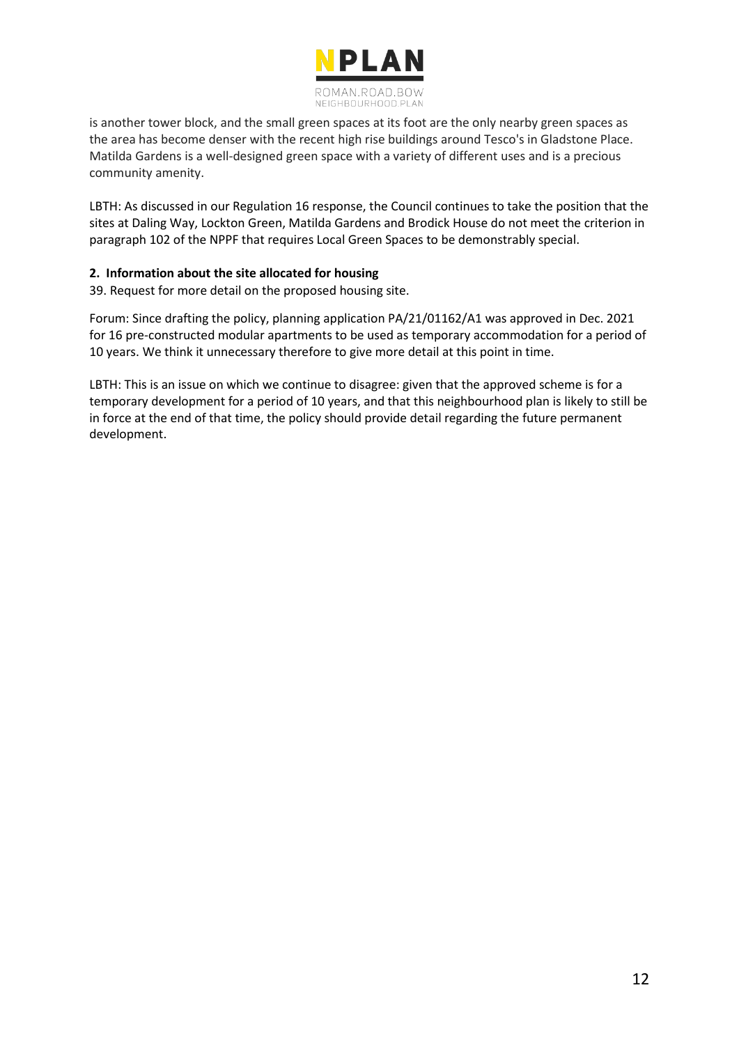is another tower block, and the small green spaces at its foot are the only nearby green spaces as the area has become denser with the recent high rise buildings around Tesco's in Gladstone Place. Matilda Gardens is a well-designed green space with a variety of different uses and is a precious community amenity.

LBTH: As discussed in our Regulation 16 response, the Council continues to take the position that the sites at Daling Way, Lockton Green, Matilda Gardens and Brodick House do not meet the criterion in paragraph 102 of the NPPF that requires Local Green Spaces to be demonstrably special.

**2. Information about the site allocated for housing**

39. Request for more detail on the proposed housing site.

Forum: Since drafting the policy, planning application PA/21/01162/A1 was approved in Dec. 2021 for 16 pre-constructed modular apartments to be used as temporary accommodation for a period of 10 years. We think it unnecessary therefore to give more detail at this point in time.

LBTH: This is an issue on which we continue to disagree: given that the approved scheme is for a temporary development for a period of 10 years, and that this neighbourhood plan is likely to still be in force at the end of that time, the policy should provide detail regarding the future permanent development.